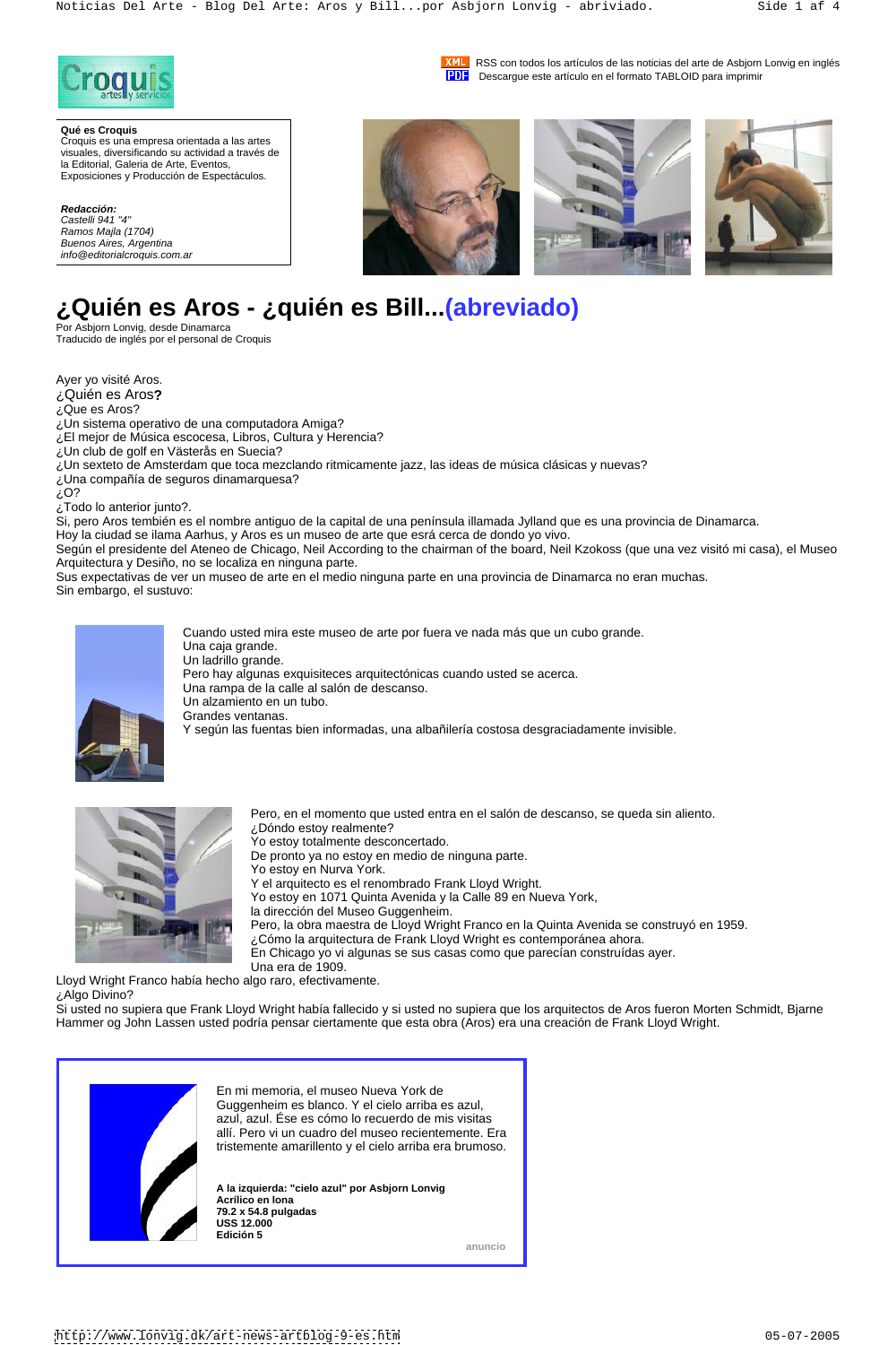XML RSS con todos los artículos de las noticias del arte de Asbjorn Lonvig en inglés
PDF Descargue este artículo en el formato TABLOID para imprimir

**Qué es Croquis**
Croquis es una empresa orientada a las artes visuales, diversificando su actividad a través de la Editorial, Galeria de Arte, Eventos, Exposiciones y Producción de Espectáculos.

***Redacción:***
*Castelli 941 "4"*
*Ramos Majla (1704)*
*Buenos Aires, Argentina*
*info@editorialcroquis.com.ar*

# ¿Quién es Aros - ¿quién es Bill...(abreviado)

Por Asbjorn Lonvig, desde Dinamarca
Traducido de inglés por el personal de Croquis

Ayer yo visité Aros.
¿Quién es Aros**?**
¿Que es Aros?
¿Un sistema operativo de una computadora Amiga?
¿El mejor de Música escocesa, Libros, Cultura y Herencia?
¿Un club de golf en Västerås en Suecia?
¿Un sexteto de Amsterdam que toca mezclando ritmicamente jazz, las ideas de música clásicas y nuevas?
¿Una compañía de seguros dinamarquesa?
¿O?
¿Todo lo anterior junto?.
Si, pero Aros también es el nombre antiguo de la capital de una península illamada Jylland que es una provincia de Dinamarca.
Hoy la ciudad se ilama Aarhus, y Aros es un museo de arte que esrá cerca de dondo yo vivo.
Según el presidente del Ateneo de Chicago, Neil According to the chairman of the board, Neil Kzokoss (que una vez visitó mi casa), el Museo Arquitectura y Desiño, no se localiza en ninguna parte.
Sus expectativas de ver un museo de arte en el medio ninguna parte en una provincia de Dinamarca no eran muchas.
Sin embargo, el sustuvo:

Cuando usted mira este museo de arte por fuera ve nada más que un cubo grande.
Una caja grande.
Un ladrillo grande.
Pero hay algunas exquisiteces arquitectónicas cuando usted se acerca.
Una rampa de la calle al salón de descanso.
Un alzamiento en un tubo.
Grandes ventanas.
Y según las fuentes bien informadas, una albañilería costosa desgraciadamente invisible.

Pero, en el momento que usted entra en el salón de descanso, se queda sin aliento.
¿Dóndo estoy realmente?
Yo estoy totalmente desconcertado.
De pronto ya no estoy en medio de ninguna parte.
Yo estoy en Nurva York.
Y el arquitecto es el renombrado Frank Lloyd Wright.
Yo estoy en 1071 Quinta Avenida y la Calle 89 en Nueva York,
la dirección del Museo Guggenheim.
Pero, la obra maestra de Lloyd Wright Franco en la Quinta Avenida se construyó en 1959.
¿Cómo la arquitectura de Frank Lloyd Wright es contemporánea ahora.
En Chicago yo vi algunas se sus casas como que parecían construídas ayer.
Una era de 1909.
Lloyd Wright Franco había hecho algo raro, efectivamente.
¿Algo Divino?
Si usted no supiera que Frank Lloyd Wright había fallecido y si usted no supiera que los arquitectos de Aros fueron Morten Schmidt, Bjarne Hammer og John Lassen usted podría pensar ciertamente que esta obra (Aros) era una creación de Frank Lloyd Wright.

En mi memoria, el museo Nueva York de Guggenheim es blanco. Y el cielo arriba es azul, azul, azul. Ése es cómo lo recuerdo de mis visitas allí. Pero vi un cuadro del museo recientemente. Era tristemente amarillento y el cielo arriba era brumoso.

**A la izquierda: "cielo azul" por Asbjorn Lonvig**
**Acrílico en lona**
**79.2 x 54.8 pulgadas**
**USS 12.000**
**Edición 5**

anuncio

http://www.lonvig.dk/art-news-artblog-9-es.htm 05-07-2005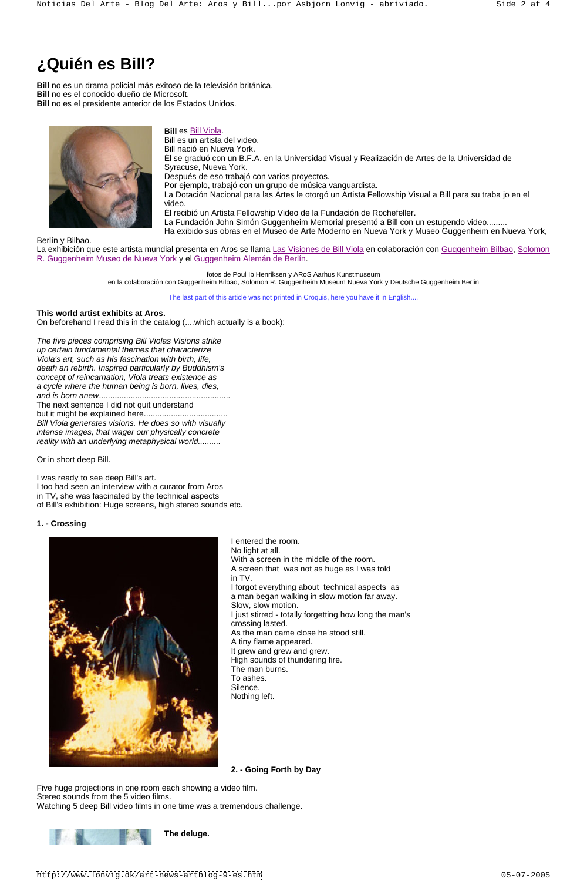# ¿Quién es Bill?

**Bill** no es un drama policial más exitoso de la televisión británica.
**Bill** no es el conocido dueño de Microsoft.
**Bill** no es el presidente anterior de los Estados Unidos.

**Bill** es Bill Viola.
Bill es un artista del video.
Bill nació en Nueva York.
Él se graduó con un B.F.A. en la Universidad Visual y Realización de Artes de la Universidad de Syracuse, Nueva York.
Después de eso trabajó con varios proyectos.
Por ejemplo, trabajó con un grupo de música vanguardista.
La Dotación Nacional para las Artes le otorgó un Artista Fellowship Visual a Bill para su traba jo en el video.
Él recibió un Artista Fellowship Video de la Fundación de Rochefeller.
La Fundación John Simón Guggenheim Memorial presentó a Bill con un estupendo video.........
Ha exibido sus obras en el Museo de Arte Moderno en Nueva York y Museo Guggenheim en Nueva York, Berlín y Bilbao.
La exhibición que este artista mundial presenta en Aros se llama Las Visiones de Bill Viola en colaboración con Guggenheim Bilbao, Solomon R. Guggenheim Museo de Nueva York y el Guggenheim Alemán de Berlín.

fotos de Poul Ib Henriksen y ARoS Aarhus Kunstmuseum
en la colaboración con Guggenheim Bilbao, Solomon R. Guggenheim Museum Nueva York y Deutsche Guggenheim Berlin

The last part of this article was not printed in Croquis, here you have it in English....

**This world artist exhibits at Aros.**
On beforehand I read this in the catalog (....which actually is a book):

*The five pieces comprising Bill Violas Visions strike up certain fundamental themes that characterize Viola's art, such as his fascination with birth, life, death an rebirth. Inspired particularly by Buddhism's concept of reincarnation, Viola treats existence as a cycle where the human being is born, lives, dies, and is born anew..........................................................*
The next sentence I did not quit understand
but it might be explained here.....................................
*Bill Viola generates visions. He does so with visually intense images, that wager our physically concrete reality with an underlying metaphysical world..........*

Or in short deep Bill.

I was ready to see deep Bill's art.
I too had seen an interview with a curator from Aros in TV, she was fascinated by the technical aspects of Bill's exhibition: Huge screens, high stereo sounds etc.

**1. - Crossing**

I entered the room.
No light at all.
With a screen in the middle of the room.
A screen that was not as huge as I was told in TV.
I forgot everything about technical aspects as a man began walking in slow motion far away.
Slow, slow motion.
I just stirred - totally forgetting how long the man's crossing lasted.
As the man came close he stood still.
A tiny flame appeared.
It grew and grew and grew.
High sounds of thundering fire.
The man burns.
To ashes.
Silence.
Nothing left.

**2. - Going Forth by Day**

Five huge projections in one room each showing a video film.
Stereo sounds from the 5 video films.
Watching 5 deep Bill video films in one time was a tremendous challenge.

**The deluge.**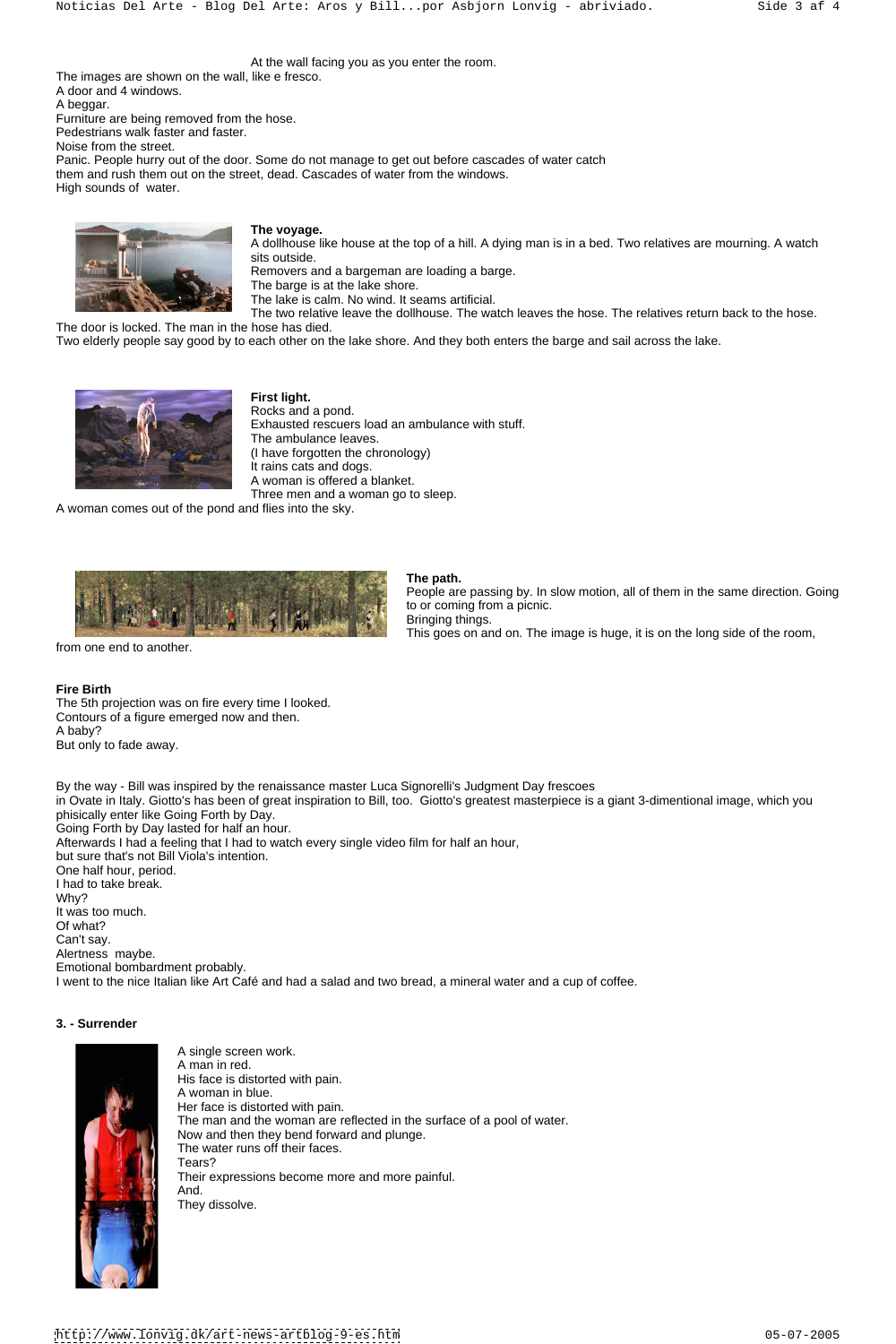At the wall facing you as you enter the room.
The images are shown on the wall, like e fresco.
A door and 4 windows.
A beggar.
Furniture are being removed from the hose.
Pedestrians walk faster and faster.
Noise from the street.
Panic. People hurry out of the door. Some do not manage to get out before cascades of water catch them and rush them out on the street, dead. Cascades of water from the windows.
High sounds of water.

**The voyage.**
A dollhouse like house at the top of a hill. A dying man is in a bed. Two relatives are mourning. A watch sits outside.
Removers and a bargeman are loading a barge.
The barge is at the lake shore.
The lake is calm. No wind. It seams artificial.
The two relative leave the dollhouse. The watch leaves the hose. The relatives return back to the hose.
The door is locked. The man in the hose has died.
Two elderly people say good by to each other on the lake shore. And they both enters the barge and sail across the lake.

**First light.**
Rocks and a pond.
Exhausted rescuers load an ambulance with stuff.
The ambulance leaves.
(I have forgotten the chronology)
It rains cats and dogs.
A woman is offered a blanket.
Three men and a woman go to sleep.
A woman comes out of the pond and flies into the sky.

**The path.**
People are passing by. In slow motion, all of them in the same direction. Going to or coming from a picnic.
Bringing things.
This goes on and on. The image is huge, it is on the long side of the room, from one end to another.

**Fire Birth**
The 5th projection was on fire every time I looked.
Contours of a figure emerged now and then.
A baby?
But only to fade away.

By the way - Bill was inspired by the renaissance master Luca Signorelli's Judgment Day frescoes in Ovate in Italy. Giotto's has been of great inspiration to Bill, too. Giotto's greatest masterpiece is a giant 3-dimentional image, which you phisically enter like Going Forth by Day.
Going Forth by Day lasted for half an hour.
Afterwards I had a feeling that I had to watch every single video film for half an hour,
but sure that's not Bill Viola's intention.
One half hour, period.
I had to take break.
Why?
It was too much.
Of what?
Can't say.
Alertness maybe.
Emotional bombardment probably.
I went to the nice Italian like Art Café and had a salad and two bread, a mineral water and a cup of coffee.

**3. - Surrender**

A single screen work.
A man in red.
His face is distorted with pain.
A woman in blue.
Her face is distorted with pain.
The man and the woman are reflected in the surface of a pool of water.
Now and then they bend forward and plunge.
The water runs off their faces.
Tears?
Their expressions become more and more painful.
And.
They dissolve.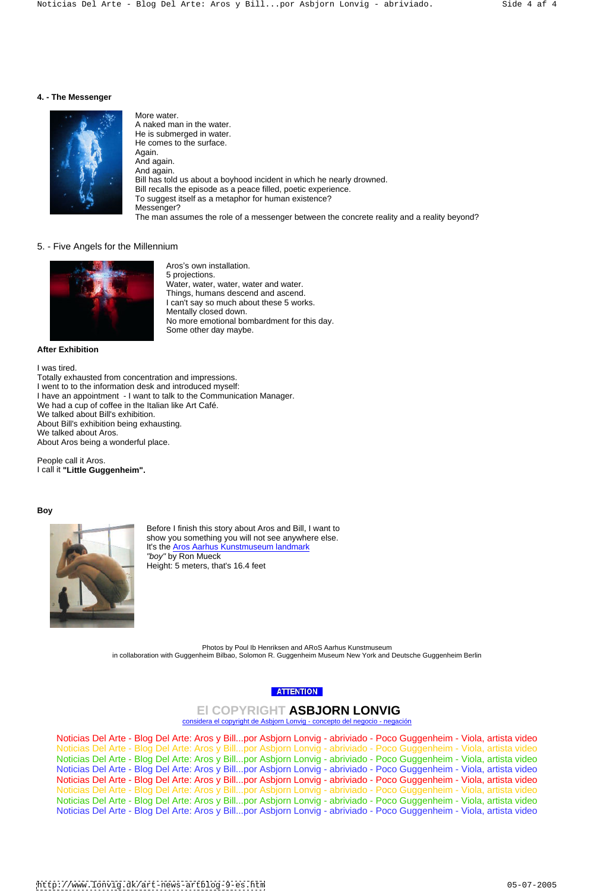**4. - The Messenger**

More water.
A naked man in the water.
He is submerged in water.
He comes to the surface.
Again.
And again.
And again.
Bill has told us about a boyhood incident in which he nearly drowned.
Bill recalls the episode as a peace filled, poetic experience.
To suggest itself as a metaphor for human existence?
Messenger?
The man assumes the role of a messenger between the concrete reality and a reality beyond?

5. - Five Angels for the Millennium

Aros's own installation.
5 projections.
Water, water, water, water and water.
Things, humans descend and ascend.
I can't say so much about these 5 works.
Mentally closed down.
No more emotional bombardment for this day.
Some other day maybe.

**After Exhibition**

I was tired.
Totally exhausted from concentration and impressions.
I went to to the information desk and introduced myself:
I have an appointment - I want to talk to the Communication Manager.
We had a cup of coffee in the Italian like Art Café.
We talked about Bill's exhibition.
About Bill's exhibition being exhausting.
We talked about Aros.
About Aros being a wonderful place.

People call it Aros.
I call it **"Little Guggenheim".**

**Boy**

Before I finish this story about Aros and Bill, I want to show you something you will not see anywhere else.
It's the Aros Aarhus Kunstmuseum landmark
*"boy"* by Ron Mueck
Height: 5 meters, that's 16.4 feet

Photos by Poul Ib Henriksen and ARoS Aarhus Kunstmuseum
in collaboration with Guggenheim Bilbao, Solomon R. Guggenheim Museum New York and Deutsche Guggenheim Berlin

ATTENTION

El COPYRIGHT **ASBJORN LONVIG**

considera el copyright de Asbjorn Lonvig - concepto del negocio - negación

Noticias Del Arte - Blog Del Arte: Aros y Bill...por Asbjorn Lonvig - abriviado - Poco Guggenheim - Viola, artista video
Noticias Del Arte - Blog Del Arte: Aros y Bill...por Asbjorn Lonvig - abriviado - Poco Guggenheim - Viola, artista video
Noticias Del Arte - Blog Del Arte: Aros y Bill...por Asbjorn Lonvig - abriviado - Poco Guggenheim - Viola, artista video
Noticias Del Arte - Blog Del Arte: Aros y Bill...por Asbjorn Lonvig - abriviado - Poco Guggenheim - Viola, artista video
Noticias Del Arte - Blog Del Arte: Aros y Bill...por Asbjorn Lonvig - abriviado - Poco Guggenheim - Viola, artista video
Noticias Del Arte - Blog Del Arte: Aros y Bill...por Asbjorn Lonvig - abriviado - Poco Guggenheim - Viola, artista video
Noticias Del Arte - Blog Del Arte: Aros y Bill...por Asbjorn Lonvig - abriviado - Poco Guggenheim - Viola, artista video
Noticias Del Arte - Blog Del Arte: Aros y Bill...por Asbjorn Lonvig - abriviado - Poco Guggenheim - Viola, artista video